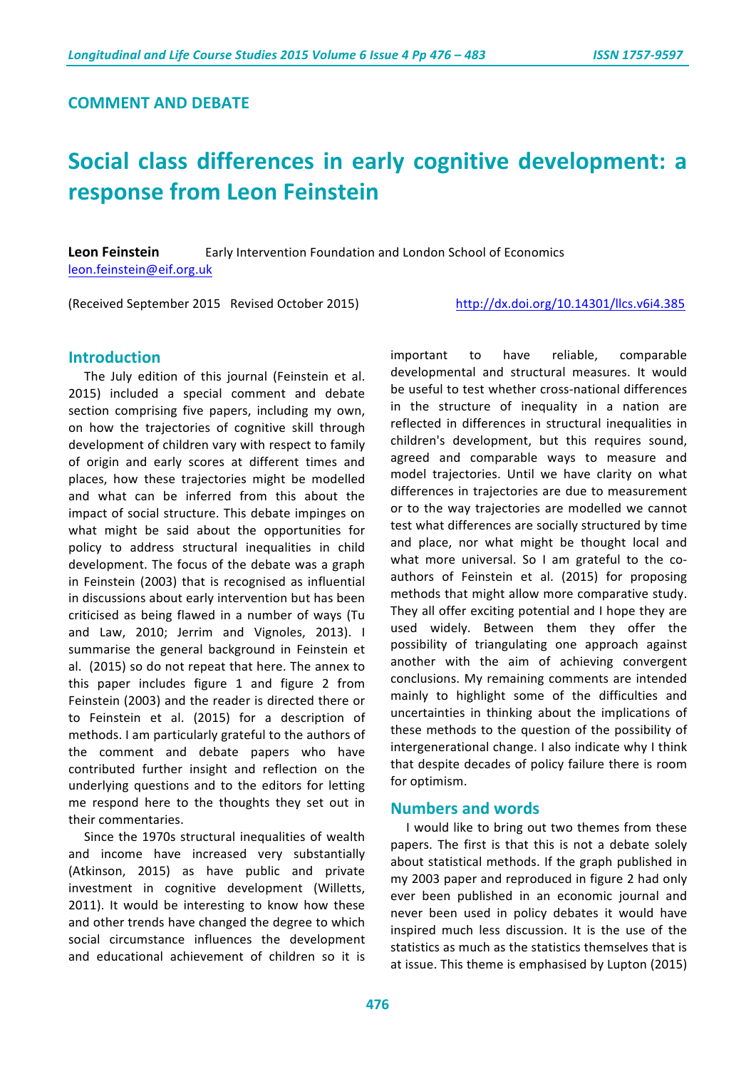## COMMENT AND DEBATE

# Social class differences in early cognitive development: a response from Leon Feinstein

**Leon Feinstein** Early Intervention Foundation and London School of Economics
leon.feinstein@eif.org.uk

(Received September 2015 Revised October 2015) http://dx.doi.org/10.14301/llcs.v6i4.385

## Introduction

The July edition of this journal (Feinstein et al. 2015) included a special comment and debate section comprising five papers, including my own, on how the trajectories of cognitive skill through development of children vary with respect to family of origin and early scores at different times and places, how these trajectories might be modelled and what can be inferred from this about the impact of social structure. This debate impinges on what might be said about the opportunities for policy to address structural inequalities in child development. The focus of the debate was a graph in Feinstein (2003) that is recognised as influential in discussions about early intervention but has been criticised as being flawed in a number of ways (Tu and Law, 2010; Jerrim and Vignoles, 2013). I summarise the general background in Feinstein et al. (2015) so do not repeat that here. The annex to this paper includes figure 1 and figure 2 from Feinstein (2003) and the reader is directed there or to Feinstein et al. (2015) for a description of methods. I am particularly grateful to the authors of the comment and debate papers who have contributed further insight and reflection on the underlying questions and to the editors for letting me respond here to the thoughts they set out in their commentaries.

Since the 1970s structural inequalities of wealth and income have increased very substantially (Atkinson, 2015) as have public and private investment in cognitive development (Willetts, 2011). It would be interesting to know how these and other trends have changed the degree to which social circumstance influences the development and educational achievement of children so it is important to have reliable, comparable developmental and structural measures. It would be useful to test whether cross-national differences in the structure of inequality in a nation are reflected in differences in structural inequalities in children's development, but this requires sound, agreed and comparable ways to measure and model trajectories. Until we have clarity on what differences in trajectories are due to measurement or to the way trajectories are modelled we cannot test what differences are socially structured by time and place, nor what might be thought local and what more universal. So I am grateful to the co-authors of Feinstein et al. (2015) for proposing methods that might allow more comparative study. They all offer exciting potential and I hope they are used widely. Between them they offer the possibility of triangulating one approach against another with the aim of achieving convergent conclusions. My remaining comments are intended mainly to highlight some of the difficulties and uncertainties in thinking about the implications of these methods to the question of the possibility of intergenerational change. I also indicate why I think that despite decades of policy failure there is room for optimism.

## Numbers and words

I would like to bring out two themes from these papers. The first is that this is not a debate solely about statistical methods. If the graph published in my 2003 paper and reproduced in figure 2 had only ever been published in an economic journal and never been used in policy debates it would have inspired much less discussion. It is the use of the statistics as much as the statistics themselves that is at issue. This theme is emphasised by Lupton (2015)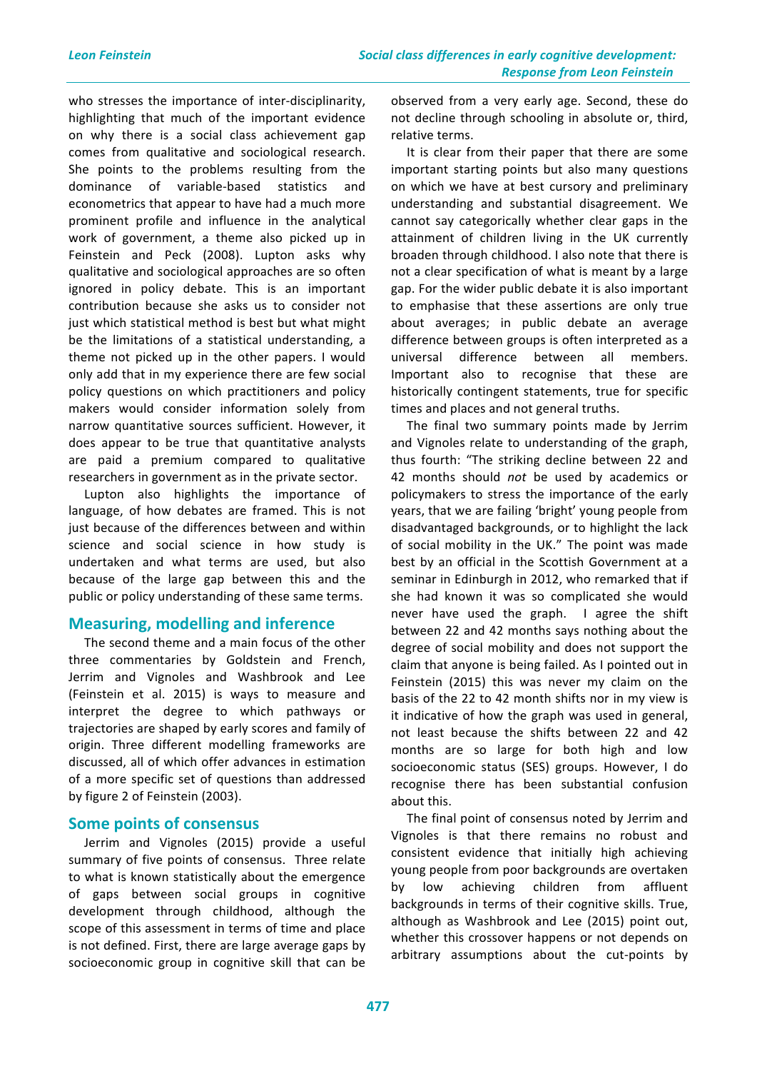who stresses the importance of inter-disciplinarity, highlighting that much of the important evidence on why there is a social class achievement gap comes from qualitative and sociological research. She points to the problems resulting from the dominance of variable-based statistics and econometrics that appear to have had a much more prominent profile and influence in the analytical work of government, a theme also picked up in Feinstein and Peck (2008). Lupton asks why qualitative and sociological approaches are so often ignored in policy debate. This is an important contribution because she asks us to consider not just which statistical method is best but what might be the limitations of a statistical understanding, a theme not picked up in the other papers. I would only add that in my experience there are few social policy questions on which practitioners and policy makers would consider information solely from narrow quantitative sources sufficient. However, it does appear to be true that quantitative analysts are paid a premium compared to qualitative researchers in government as in the private sector.

Lupton also highlights the importance of language, of how debates are framed. This is not just because of the differences between and within science and social science in how study is undertaken and what terms are used, but also because of the large gap between this and the public or policy understanding of these same terms.

## Measuring, modelling and inference

The second theme and a main focus of the other three commentaries by Goldstein and French, Jerrim and Vignoles and Washbrook and Lee (Feinstein et al. 2015) is ways to measure and interpret the degree to which pathways or trajectories are shaped by early scores and family of origin. Three different modelling frameworks are discussed, all of which offer advances in estimation of a more specific set of questions than addressed by figure 2 of Feinstein (2003).

## Some points of consensus

Jerrim and Vignoles (2015) provide a useful summary of five points of consensus. Three relate to what is known statistically about the emergence of gaps between social groups in cognitive development through childhood, although the scope of this assessment in terms of time and place is not defined. First, there are large average gaps by socioeconomic group in cognitive skill that can be observed from a very early age. Second, these do not decline through schooling in absolute or, third, relative terms.

It is clear from their paper that there are some important starting points but also many questions on which we have at best cursory and preliminary understanding and substantial disagreement. We cannot say categorically whether clear gaps in the attainment of children living in the UK currently broaden through childhood. I also note that there is not a clear specification of what is meant by a large gap. For the wider public debate it is also important to emphasise that these assertions are only true about averages; in public debate an average difference between groups is often interpreted as a universal difference between all members. Important also to recognise that these are historically contingent statements, true for specific times and places and not general truths.

The final two summary points made by Jerrim and Vignoles relate to understanding of the graph, thus fourth: "The striking decline between 22 and 42 months should *not* be used by academics or policymakers to stress the importance of the early years, that we are failing 'bright' young people from disadvantaged backgrounds, or to highlight the lack of social mobility in the UK." The point was made best by an official in the Scottish Government at a seminar in Edinburgh in 2012, who remarked that if she had known it was so complicated she would never have used the graph. I agree the shift between 22 and 42 months says nothing about the degree of social mobility and does not support the claim that anyone is being failed. As I pointed out in Feinstein (2015) this was never my claim on the basis of the 22 to 42 month shifts nor in my view is it indicative of how the graph was used in general, not least because the shifts between 22 and 42 months are so large for both high and low socioeconomic status (SES) groups. However, I do recognise there has been substantial confusion about this.

The final point of consensus noted by Jerrim and Vignoles is that there remains no robust and consistent evidence that initially high achieving young people from poor backgrounds are overtaken by low achieving children from affluent backgrounds in terms of their cognitive skills. True, although as Washbrook and Lee (2015) point out, whether this crossover happens or not depends on arbitrary assumptions about the cut-points by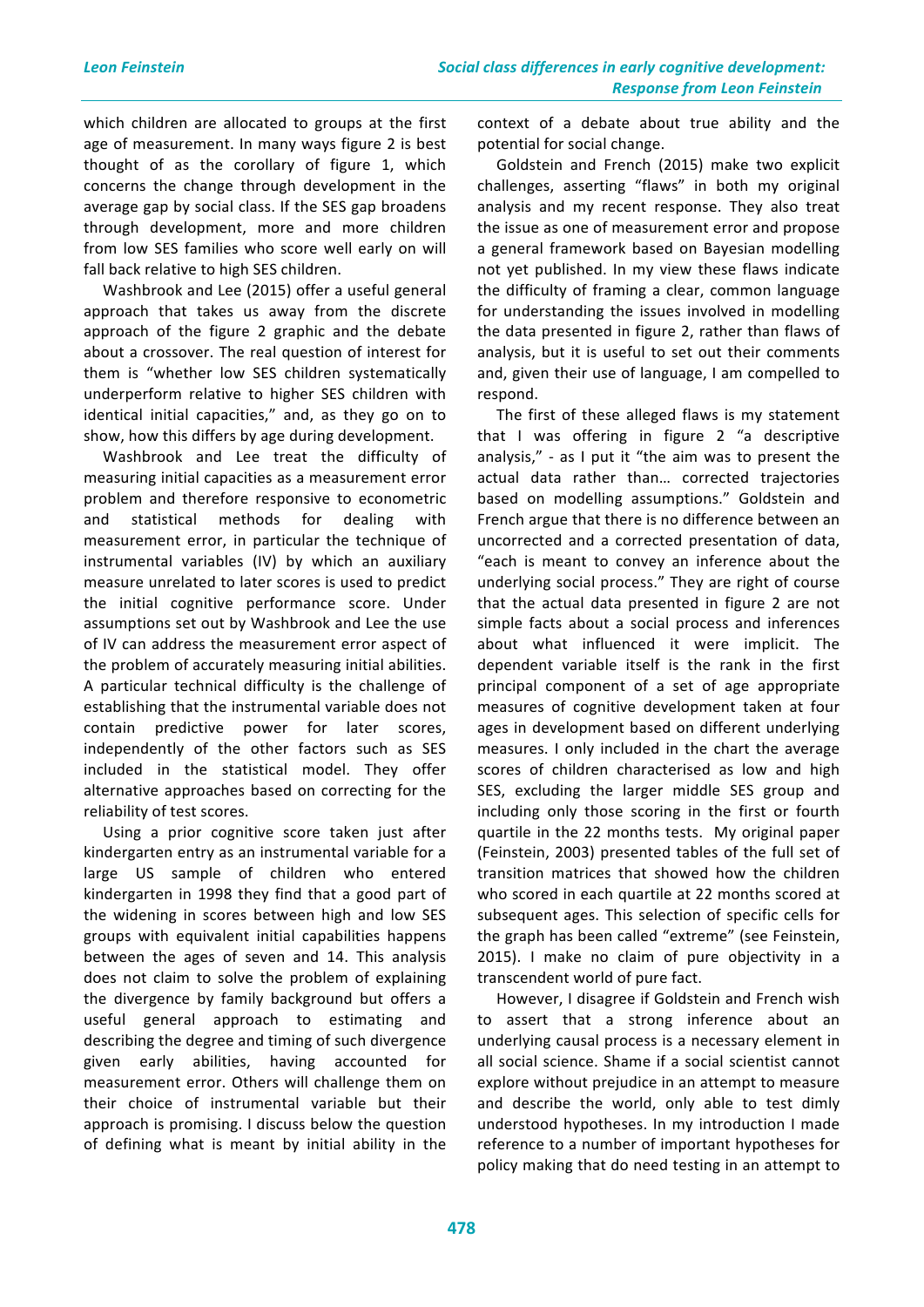which children are allocated to groups at the first age of measurement. In many ways figure 2 is best thought of as the corollary of figure 1, which concerns the change through development in the average gap by social class. If the SES gap broadens through development, more and more children from low SES families who score well early on will fall back relative to high SES children.

Washbrook and Lee (2015) offer a useful general approach that takes us away from the discrete approach of the figure 2 graphic and the debate about a crossover. The real question of interest for them is "whether low SES children systematically underperform relative to higher SES children with identical initial capacities," and, as they go on to show, how this differs by age during development.

Washbrook and Lee treat the difficulty of measuring initial capacities as a measurement error problem and therefore responsive to econometric and statistical methods for dealing with measurement error, in particular the technique of instrumental variables (IV) by which an auxiliary measure unrelated to later scores is used to predict the initial cognitive performance score. Under assumptions set out by Washbrook and Lee the use of IV can address the measurement error aspect of the problem of accurately measuring initial abilities. A particular technical difficulty is the challenge of establishing that the instrumental variable does not contain predictive power for later scores, independently of the other factors such as SES included in the statistical model. They offer alternative approaches based on correcting for the reliability of test scores.

Using a prior cognitive score taken just after kindergarten entry as an instrumental variable for a large US sample of children who entered kindergarten in 1998 they find that a good part of the widening in scores between high and low SES groups with equivalent initial capabilities happens between the ages of seven and 14. This analysis does not claim to solve the problem of explaining the divergence by family background but offers a useful general approach to estimating and describing the degree and timing of such divergence given early abilities, having accounted for measurement error. Others will challenge them on their choice of instrumental variable but their approach is promising. I discuss below the question of defining what is meant by initial ability in the context of a debate about true ability and the potential for social change.

Goldstein and French (2015) make two explicit challenges, asserting "flaws" in both my original analysis and my recent response. They also treat the issue as one of measurement error and propose a general framework based on Bayesian modelling not yet published. In my view these flaws indicate the difficulty of framing a clear, common language for understanding the issues involved in modelling the data presented in figure 2, rather than flaws of analysis, but it is useful to set out their comments and, given their use of language, I am compelled to respond.

The first of these alleged flaws is my statement that I was offering in figure 2 "a descriptive analysis," - as I put it "the aim was to present the actual data rather than… corrected trajectories based on modelling assumptions." Goldstein and French argue that there is no difference between an uncorrected and a corrected presentation of data, "each is meant to convey an inference about the underlying social process." They are right of course that the actual data presented in figure 2 are not simple facts about a social process and inferences about what influenced it were implicit. The dependent variable itself is the rank in the first principal component of a set of age appropriate measures of cognitive development taken at four ages in development based on different underlying measures. I only included in the chart the average scores of children characterised as low and high SES, excluding the larger middle SES group and including only those scoring in the first or fourth quartile in the 22 months tests. My original paper (Feinstein, 2003) presented tables of the full set of transition matrices that showed how the children who scored in each quartile at 22 months scored at subsequent ages. This selection of specific cells for the graph has been called "extreme" (see Feinstein, 2015). I make no claim of pure objectivity in a transcendent world of pure fact.

However, I disagree if Goldstein and French wish to assert that a strong inference about an underlying causal process is a necessary element in all social science. Shame if a social scientist cannot explore without prejudice in an attempt to measure and describe the world, only able to test dimly understood hypotheses. In my introduction I made reference to a number of important hypotheses for policy making that do need testing in an attempt to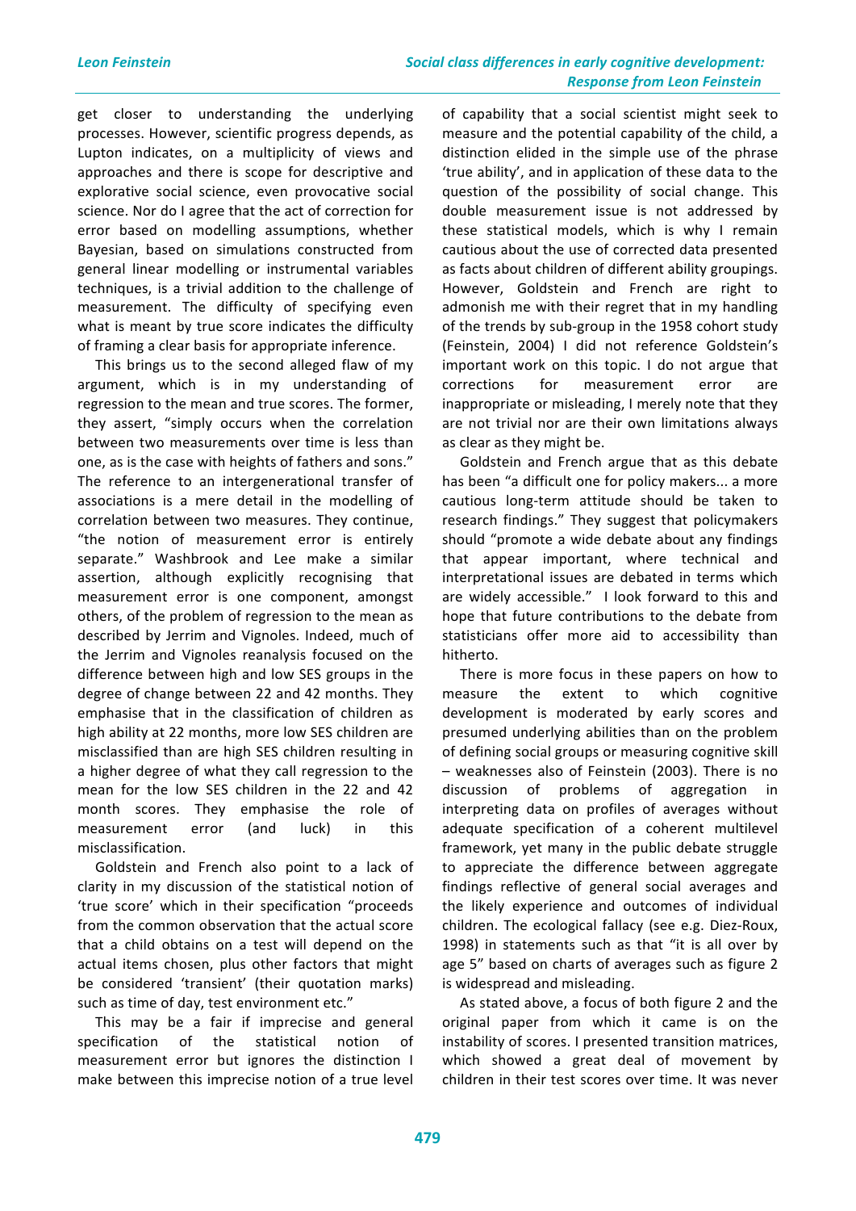get closer to understanding the underlying processes. However, scientific progress depends, as Lupton indicates, on a multiplicity of views and approaches and there is scope for descriptive and explorative social science, even provocative social science. Nor do I agree that the act of correction for error based on modelling assumptions, whether Bayesian, based on simulations constructed from general linear modelling or instrumental variables techniques, is a trivial addition to the challenge of measurement. The difficulty of specifying even what is meant by true score indicates the difficulty of framing a clear basis for appropriate inference.

This brings us to the second alleged flaw of my argument, which is in my understanding of regression to the mean and true scores. The former, they assert, "simply occurs when the correlation between two measurements over time is less than one, as is the case with heights of fathers and sons." The reference to an intergenerational transfer of associations is a mere detail in the modelling of correlation between two measures. They continue, "the notion of measurement error is entirely separate." Washbrook and Lee make a similar assertion, although explicitly recognising that measurement error is one component, amongst others, of the problem of regression to the mean as described by Jerrim and Vignoles. Indeed, much of the Jerrim and Vignoles reanalysis focused on the difference between high and low SES groups in the degree of change between 22 and 42 months. They emphasise that in the classification of children as high ability at 22 months, more low SES children are misclassified than are high SES children resulting in a higher degree of what they call regression to the mean for the low SES children in the 22 and 42 month scores. They emphasise the role of measurement error (and luck) in this misclassification.

Goldstein and French also point to a lack of clarity in my discussion of the statistical notion of 'true score' which in their specification "proceeds from the common observation that the actual score that a child obtains on a test will depend on the actual items chosen, plus other factors that might be considered 'transient' (their quotation marks) such as time of day, test environment etc."

This may be a fair if imprecise and general specification of the statistical notion of measurement error but ignores the distinction I make between this imprecise notion of a true level of capability that a social scientist might seek to measure and the potential capability of the child, a distinction elided in the simple use of the phrase 'true ability', and in application of these data to the question of the possibility of social change. This double measurement issue is not addressed by these statistical models, which is why I remain cautious about the use of corrected data presented as facts about children of different ability groupings. However, Goldstein and French are right to admonish me with their regret that in my handling of the trends by sub-group in the 1958 cohort study (Feinstein, 2004) I did not reference Goldstein's important work on this topic. I do not argue that corrections for measurement error are inappropriate or misleading, I merely note that they are not trivial nor are their own limitations always as clear as they might be.

Goldstein and French argue that as this debate has been "a difficult one for policy makers... a more cautious long-term attitude should be taken to research findings." They suggest that policymakers should "promote a wide debate about any findings that appear important, where technical and interpretational issues are debated in terms which are widely accessible." I look forward to this and hope that future contributions to the debate from statisticians offer more aid to accessibility than hitherto.

There is more focus in these papers on how to measure the extent to which cognitive development is moderated by early scores and presumed underlying abilities than on the problem of defining social groups or measuring cognitive skill – weaknesses also of Feinstein (2003). There is no discussion of problems of aggregation in interpreting data on profiles of averages without adequate specification of a coherent multilevel framework, yet many in the public debate struggle to appreciate the difference between aggregate findings reflective of general social averages and the likely experience and outcomes of individual children. The ecological fallacy (see e.g. Diez-Roux, 1998) in statements such as that "it is all over by age 5" based on charts of averages such as figure 2 is widespread and misleading.

As stated above, a focus of both figure 2 and the original paper from which it came is on the instability of scores. I presented transition matrices, which showed a great deal of movement by children in their test scores over time. It was never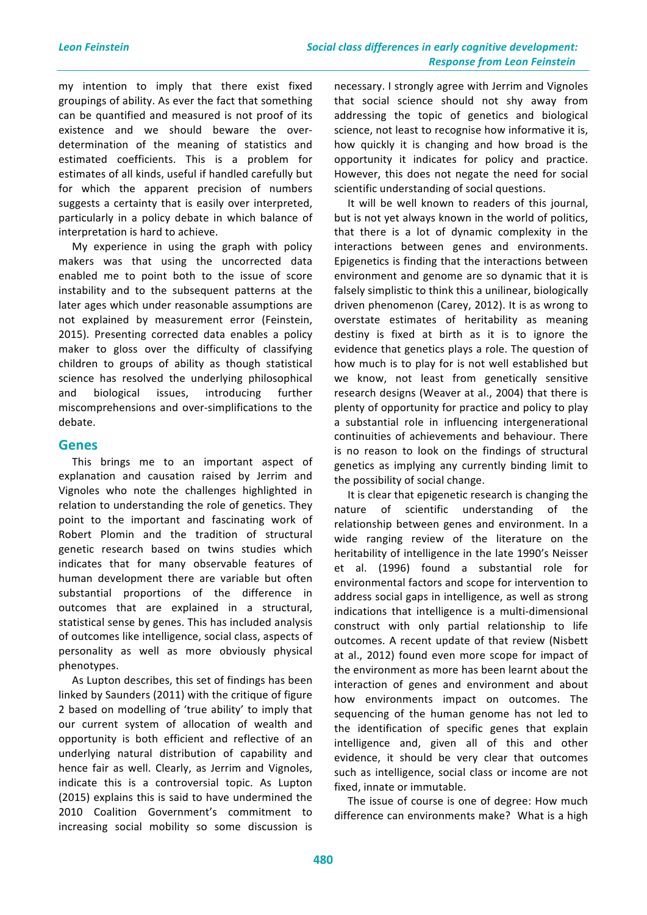my intention to imply that there exist fixed groupings of ability. As ever the fact that something can be quantified and measured is not proof of its existence and we should beware the over-determination of the meaning of statistics and estimated coefficients. This is a problem for estimates of all kinds, useful if handled carefully but for which the apparent precision of numbers suggests a certainty that is easily over interpreted, particularly in a policy debate in which balance of interpretation is hard to achieve.

My experience in using the graph with policy makers was that using the uncorrected data enabled me to point both to the issue of score instability and to the subsequent patterns at the later ages which under reasonable assumptions are not explained by measurement error (Feinstein, 2015). Presenting corrected data enables a policy maker to gloss over the difficulty of classifying children to groups of ability as though statistical science has resolved the underlying philosophical and biological issues, introducing further miscomprehensions and over-simplifications to the debate.

## Genes

This brings me to an important aspect of explanation and causation raised by Jerrim and Vignoles who note the challenges highlighted in relation to understanding the role of genetics. They point to the important and fascinating work of Robert Plomin and the tradition of structural genetic research based on twins studies which indicates that for many observable features of human development there are variable but often substantial proportions of the difference in outcomes that are explained in a structural, statistical sense by genes. This has included analysis of outcomes like intelligence, social class, aspects of personality as well as more obviously physical phenotypes.

As Lupton describes, this set of findings has been linked by Saunders (2011) with the critique of figure 2 based on modelling of 'true ability' to imply that our current system of allocation of wealth and opportunity is both efficient and reflective of an underlying natural distribution of capability and hence fair as well. Clearly, as Jerrim and Vignoles, indicate this is a controversial topic. As Lupton (2015) explains this is said to have undermined the 2010 Coalition Government's commitment to increasing social mobility so some discussion is necessary. I strongly agree with Jerrim and Vignoles that social science should not shy away from addressing the topic of genetics and biological science, not least to recognise how informative it is, how quickly it is changing and how broad is the opportunity it indicates for policy and practice. However, this does not negate the need for social scientific understanding of social questions.

It will be well known to readers of this journal, but is not yet always known in the world of politics, that there is a lot of dynamic complexity in the interactions between genes and environments. Epigenetics is finding that the interactions between environment and genome are so dynamic that it is falsely simplistic to think this a unilinear, biologically driven phenomenon (Carey, 2012). It is as wrong to overstate estimates of heritability as meaning destiny is fixed at birth as it is to ignore the evidence that genetics plays a role. The question of how much is to play for is not well established but we know, not least from genetically sensitive research designs (Weaver at al., 2004) that there is plenty of opportunity for practice and policy to play a substantial role in influencing intergenerational continuities of achievements and behaviour. There is no reason to look on the findings of structural genetics as implying any currently binding limit to the possibility of social change.

It is clear that epigenetic research is changing the nature of scientific understanding of the relationship between genes and environment. In a wide ranging review of the literature on the heritability of intelligence in the late 1990's Neisser et al. (1996) found a substantial role for environmental factors and scope for intervention to address social gaps in intelligence, as well as strong indications that intelligence is a multi-dimensional construct with only partial relationship to life outcomes. A recent update of that review (Nisbett at al., 2012) found even more scope for impact of the environment as more has been learnt about the interaction of genes and environment and about how environments impact on outcomes. The sequencing of the human genome has not led to the identification of specific genes that explain intelligence and, given all of this and other evidence, it should be very clear that outcomes such as intelligence, social class or income are not fixed, innate or immutable.

The issue of course is one of degree: How much difference can environments make? What is a high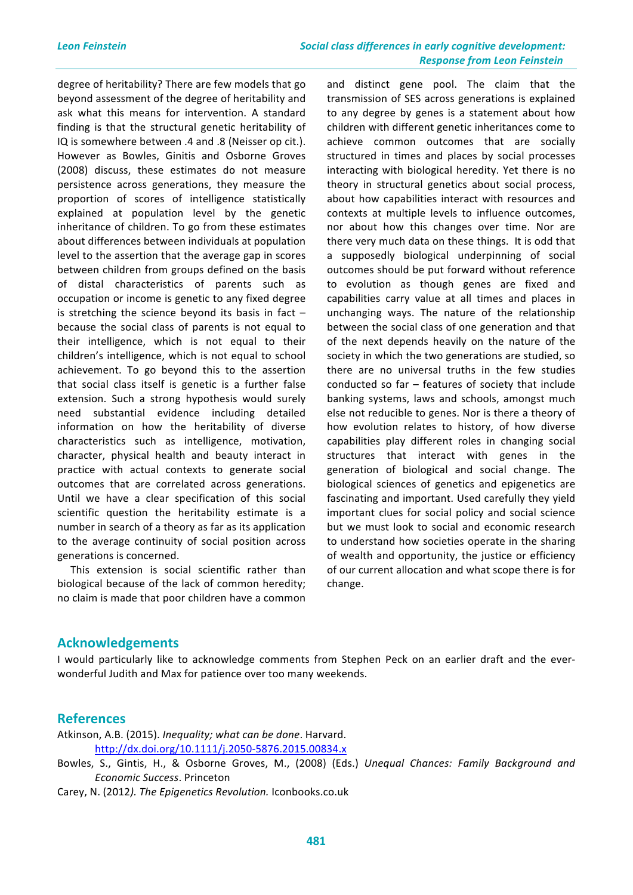degree of heritability? There are few models that go beyond assessment of the degree of heritability and ask what this means for intervention. A standard finding is that the structural genetic heritability of IQ is somewhere between .4 and .8 (Neisser op cit.). However as Bowles, Ginitis and Osborne Groves (2008) discuss, these estimates do not measure persistence across generations, they measure the proportion of scores of intelligence statistically explained at population level by the genetic inheritance of children. To go from these estimates about differences between individuals at population level to the assertion that the average gap in scores between children from groups defined on the basis of distal characteristics of parents such as occupation or income is genetic to any fixed degree is stretching the science beyond its basis in fact – because the social class of parents is not equal to their intelligence, which is not equal to their children's intelligence, which is not equal to school achievement. To go beyond this to the assertion that social class itself is genetic is a further false extension. Such a strong hypothesis would surely need substantial evidence including detailed information on how the heritability of diverse characteristics such as intelligence, motivation, character, physical health and beauty interact in practice with actual contexts to generate social outcomes that are correlated across generations. Until we have a clear specification of this social scientific question the heritability estimate is a number in search of a theory as far as its application to the average continuity of social position across generations is concerned.

This extension is social scientific rather than biological because of the lack of common heredity; no claim is made that poor children have a common and distinct gene pool. The claim that the transmission of SES across generations is explained to any degree by genes is a statement about how children with different genetic inheritances come to achieve common outcomes that are socially structured in times and places by social processes interacting with biological heredity. Yet there is no theory in structural genetics about social process, about how capabilities interact with resources and contexts at multiple levels to influence outcomes, nor about how this changes over time. Nor are there very much data on these things. It is odd that a supposedly biological underpinning of social outcomes should be put forward without reference to evolution as though genes are fixed and capabilities carry value at all times and places in unchanging ways. The nature of the relationship between the social class of one generation and that of the next depends heavily on the nature of the society in which the two generations are studied, so there are no universal truths in the few studies conducted so far – features of society that include banking systems, laws and schools, amongst much else not reducible to genes. Nor is there a theory of how evolution relates to history, of how diverse capabilities play different roles in changing social structures that interact with genes in the generation of biological and social change. The biological sciences of genetics and epigenetics are fascinating and important. Used carefully they yield important clues for social policy and social science but we must look to social and economic research to understand how societies operate in the sharing of wealth and opportunity, the justice or efficiency of our current allocation and what scope there is for change.

## Acknowledgements

I would particularly like to acknowledge comments from Stephen Peck on an earlier draft and the ever-wonderful Judith and Max for patience over too many weekends.

## References

Atkinson, A.B. (2015). *Inequality; what can be done*. Harvard. http://dx.doi.org/10.1111/j.2050-5876.2015.00834.x

Bowles, S., Gintis, H., & Osborne Groves, M., (2008) (Eds.) *Unequal Chances: Family Background and Economic Success*. Princeton

Carey, N. (2012*). The Epigenetics Revolution.* Iconbooks.co.uk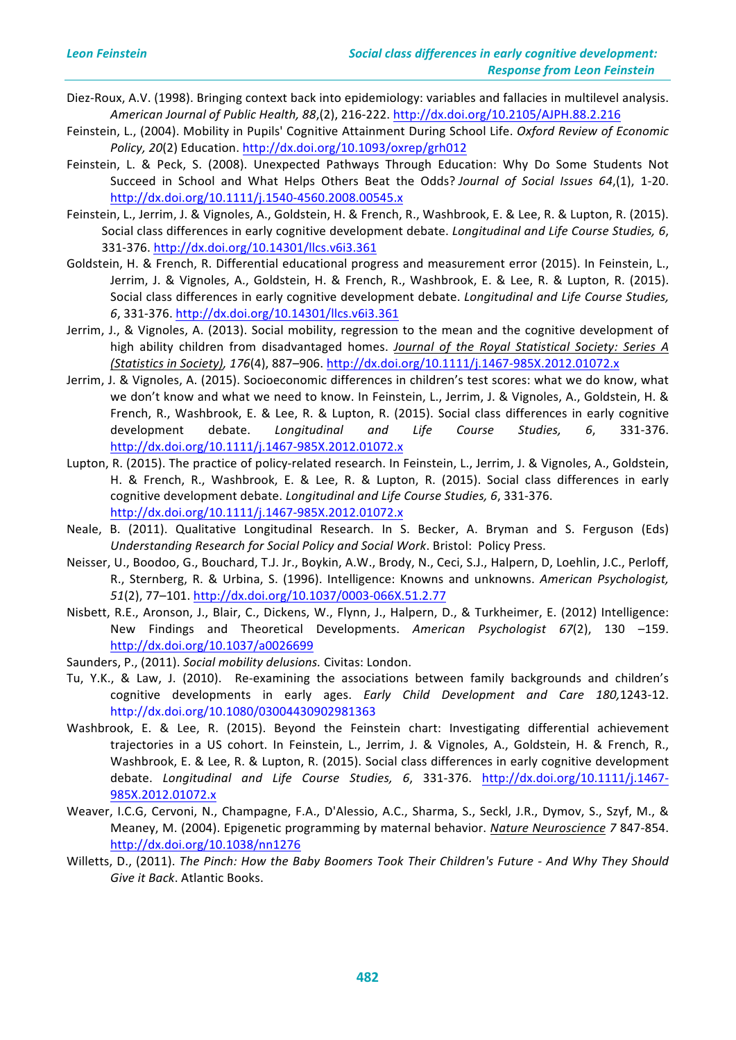Diez-Roux, A.V. (1998). Bringing context back into epidemiology: variables and fallacies in multilevel analysis. *American Journal of Public Health, 88*,(2), 216-222. http://dx.doi.org/10.2105/AJPH.88.2.216

Feinstein, L., (2004). Mobility in Pupils' Cognitive Attainment During School Life. *Oxford Review of Economic Policy, 20*(2) Education. http://dx.doi.org/10.1093/oxrep/grh012

Feinstein, L. & Peck, S. (2008). Unexpected Pathways Through Education: Why Do Some Students Not Succeed in School and What Helps Others Beat the Odds? *Journal of Social Issues 64*,(1), 1-20. http://dx.doi.org/10.1111/j.1540-4560.2008.00545.x

Feinstein, L., Jerrim, J. & Vignoles, A., Goldstein, H. & French, R., Washbrook, E. & Lee, R. & Lupton, R. (2015). Social class differences in early cognitive development debate. *Longitudinal and Life Course Studies, 6*, 331-376. http://dx.doi.org/10.14301/llcs.v6i3.361

Goldstein, H. & French, R. Differential educational progress and measurement error (2015). In Feinstein, L., Jerrim, J. & Vignoles, A., Goldstein, H. & French, R., Washbrook, E. & Lee, R. & Lupton, R. (2015). Social class differences in early cognitive development debate. *Longitudinal and Life Course Studies, 6*, 331-376. http://dx.doi.org/10.14301/llcs.v6i3.361

Jerrim, J., & Vignoles, A. (2013). Social mobility, regression to the mean and the cognitive development of high ability children from disadvantaged homes. *Journal of the Royal Statistical Society: Series A (Statistics in Society), 176*(4), 887–906. http://dx.doi.org/10.1111/j.1467-985X.2012.01072.x

Jerrim, J. & Vignoles, A. (2015). Socioeconomic differences in children's test scores: what we do know, what we don't know and what we need to know. In Feinstein, L., Jerrim, J. & Vignoles, A., Goldstein, H. & French, R., Washbrook, E. & Lee, R. & Lupton, R. (2015). Social class differences in early cognitive development debate. *Longitudinal and Life Course Studies, 6*, 331-376. http://dx.doi.org/10.1111/j.1467-985X.2012.01072.x

Lupton, R. (2015). The practice of policy-related research. In Feinstein, L., Jerrim, J. & Vignoles, A., Goldstein, H. & French, R., Washbrook, E. & Lee, R. & Lupton, R. (2015). Social class differences in early cognitive development debate. *Longitudinal and Life Course Studies, 6*, 331-376. http://dx.doi.org/10.1111/j.1467-985X.2012.01072.x

Neale, B. (2011). Qualitative Longitudinal Research. In S. Becker, A. Bryman and S. Ferguson (Eds) *Understanding Research for Social Policy and Social Work*. Bristol: Policy Press.

Neisser, U., Boodoo, G., Bouchard, T.J. Jr., Boykin, A.W., Brody, N., Ceci, S.J., Halpern, D, Loehlin, J.C., Perloff, R., Sternberg, R. & Urbina, S. (1996). Intelligence: Knowns and unknowns. *American Psychologist, 51*(2), 77–101. http://dx.doi.org/10.1037/0003-066X.51.2.77

Nisbett, R.E., Aronson, J., Blair, C., Dickens, W., Flynn, J., Halpern, D., & Turkheimer, E. (2012) Intelligence: New Findings and Theoretical Developments. *American Psychologist 67*(2), 130 –159. http://dx.doi.org/10.1037/a0026699

Saunders, P., (2011). *Social mobility delusions.* Civitas: London.

Tu, Y.K., & Law, J. (2010). Re-examining the associations between family backgrounds and children's cognitive developments in early ages. *Early Child Development and Care 180,*1243-12. http://dx.doi.org/10.1080/03004430902981363

Washbrook, E. & Lee, R. (2015). Beyond the Feinstein chart: Investigating differential achievement trajectories in a US cohort. In Feinstein, L., Jerrim, J. & Vignoles, A., Goldstein, H. & French, R., Washbrook, E. & Lee, R. & Lupton, R. (2015). Social class differences in early cognitive development debate. *Longitudinal and Life Course Studies, 6*, 331-376. http://dx.doi.org/10.1111/j.1467-985X.2012.01072.x

Weaver, I.C.G, Cervoni, N., Champagne, F.A., D'Alessio, A.C., Sharma, S., Seckl, J.R., Dymov, S., Szyf, M., & Meaney, M. (2004). Epigenetic programming by maternal behavior. *Nature Neuroscience* 7 847-854. http://dx.doi.org/10.1038/nn1276

Willetts, D., (2011). *The Pinch: How the Baby Boomers Took Their Children's Future - And Why They Should Give it Back*. Atlantic Books.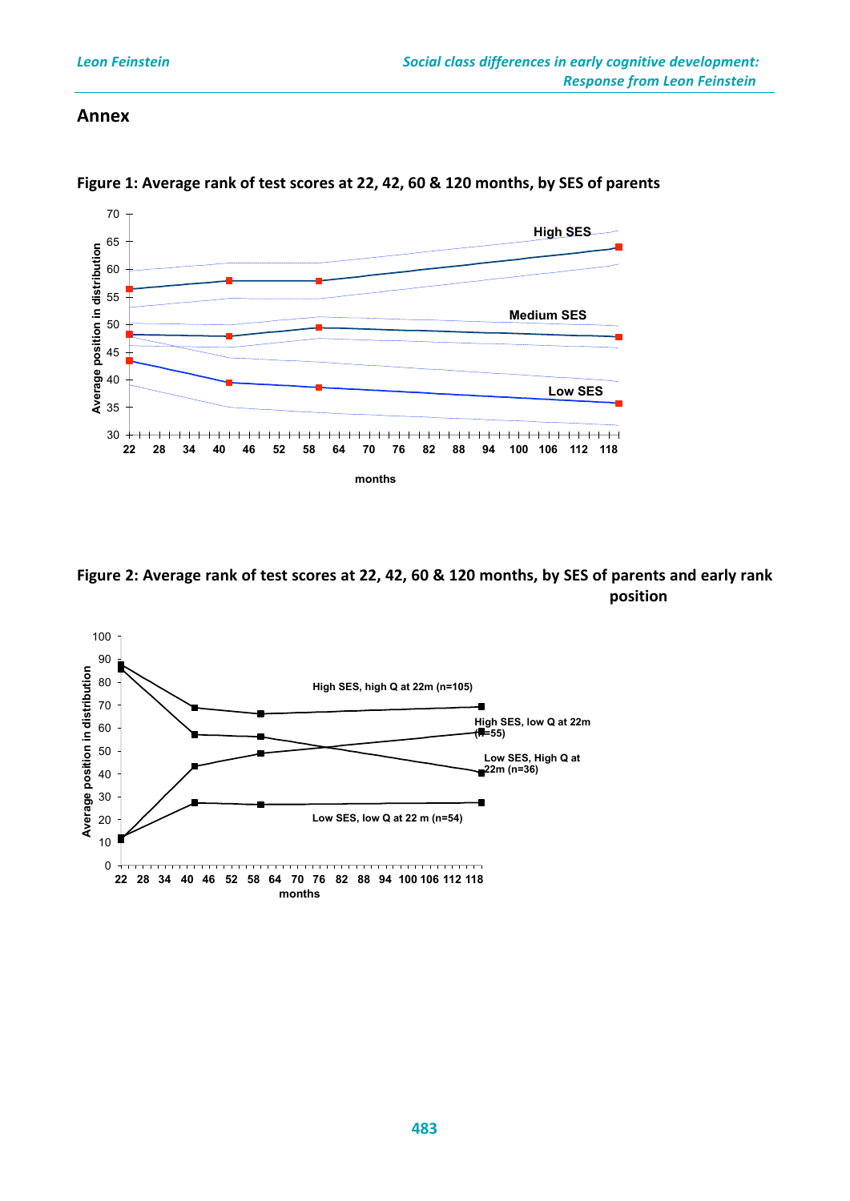## Annex

**Figure 1: Average rank of test scores at 22, 42, 60 & 120 months, by SES of parents**

Average position in distribution

70
65
60
55
50
45
40
35
30

High SES

Medium SES

Low SES

22 28 34 40 46 52 58 64 70 76 82 88 94 100 106 112 118

months

**Figure 2: Average rank of test scores at 22, 42, 60 & 120 months, by SES of parents and early rank position**

Average position in distribution

100
90
80
70
60
50
40
30
20
10
0

High SES, high Q at 22m (n=105)

High SES, low Q at 22m (n=55)

Low SES, High Q at 22m (n=36)

Low SES, low Q at 22 m (n=54)

22 28 34 40 46 52 58 64 70 76 82 88 94 100 106 112 118

months